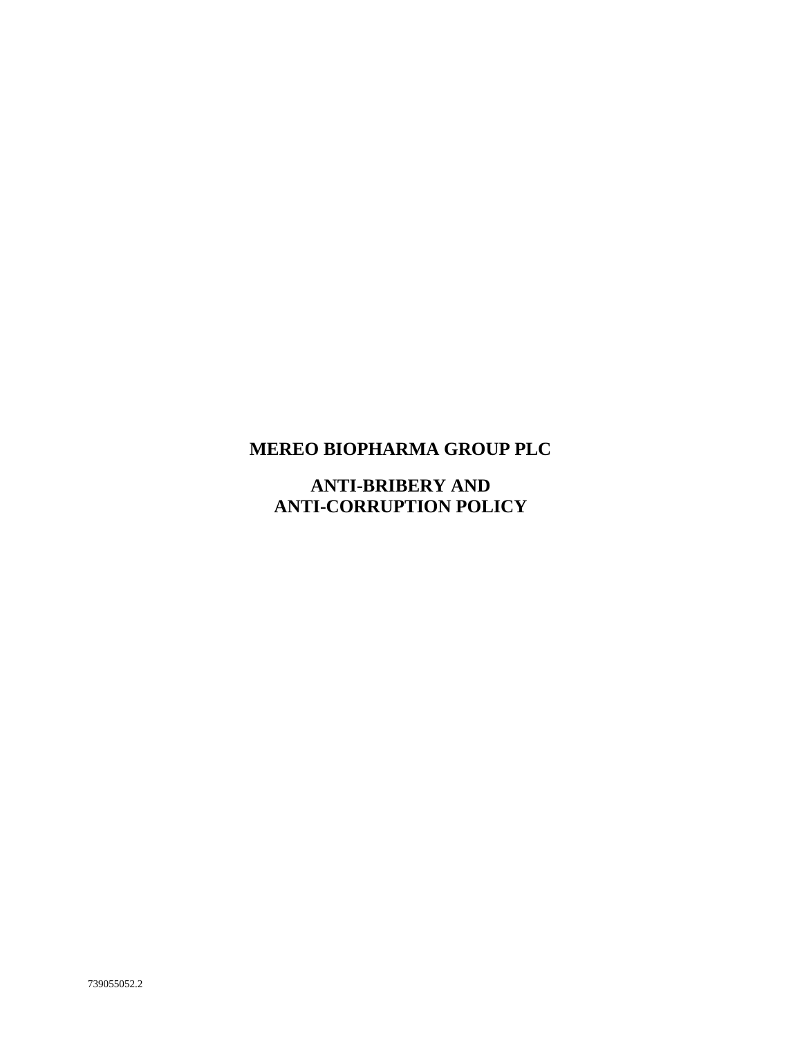# MEREO BIOPHARMA GROUP PLC

## ANTI-BRIBERY AND ANTI-CORRUPTION POLICY

739055052.2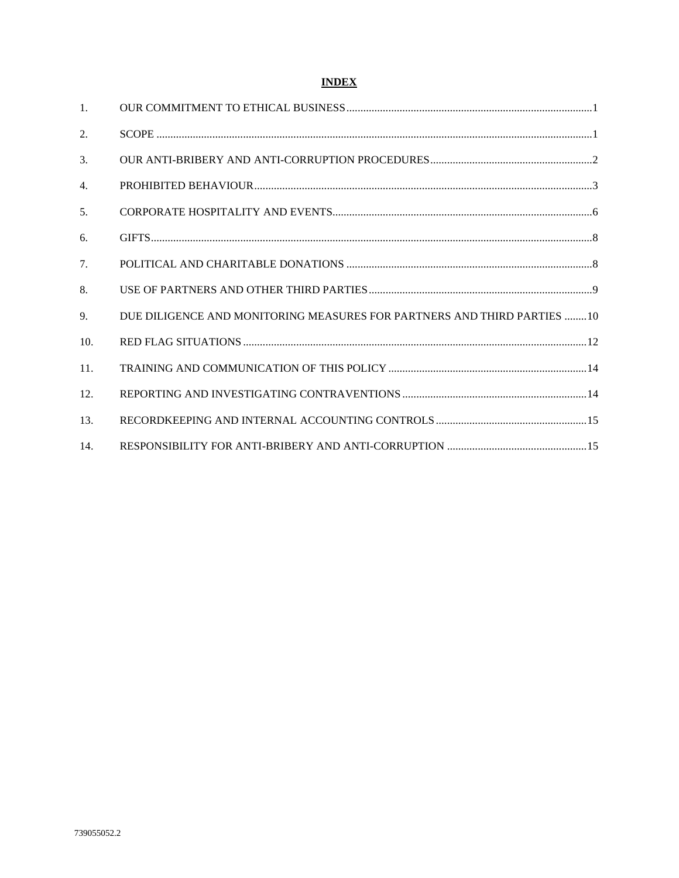# INDEX

| | | |
|---|---|---|
| 1. | OUR COMMITMENT TO ETHICAL BUSINESS | 1 |
| 2. | SCOPE | 1 |
| 3. | OUR ANTI-BRIBERY AND ANTI-CORRUPTION PROCEDURES | 2 |
| 4. | PROHIBITED BEHAVIOUR | 3 |
| 5. | CORPORATE HOSPITALITY AND EVENTS | 6 |
| 6. | GIFTS | 8 |
| 7. | POLITICAL AND CHARITABLE DONATIONS | 8 |
| 8. | USE OF PARTNERS AND OTHER THIRD PARTIES | 9 |
| 9. | DUE DILIGENCE AND MONITORING MEASURES FOR PARTNERS AND THIRD PARTIES | 10 |
| 10. | RED FLAG SITUATIONS | 12 |
| 11. | TRAINING AND COMMUNICATION OF THIS POLICY | 14 |
| 12. | REPORTING AND INVESTIGATING CONTRAVENTIONS | 14 |
| 13. | RECORDKEEPING AND INTERNAL ACCOUNTING CONTROLS | 15 |
| 14. | RESPONSIBILITY FOR ANTI-BRIBERY AND ANTI-CORRUPTION | 15 |

739055052.2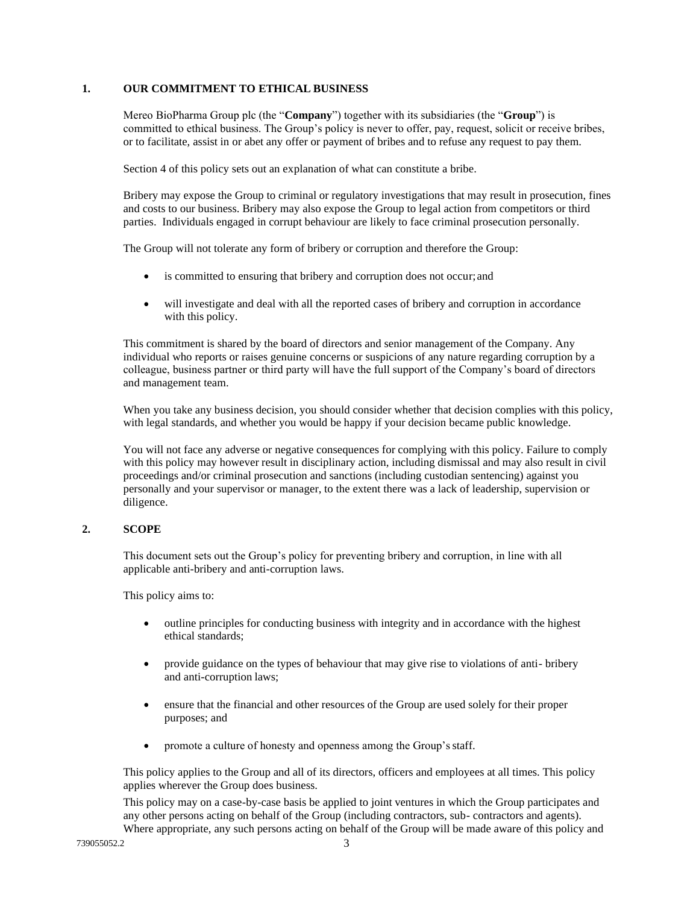## 1. OUR COMMITMENT TO ETHICAL BUSINESS

Mereo BioPharma Group plc (the "**Company**") together with its subsidiaries (the "**Group**") is committed to ethical business. The Group's policy is never to offer, pay, request, solicit or receive bribes, or to facilitate, assist in or abet any offer or payment of bribes and to refuse any request to pay them.

Section 4 of this policy sets out an explanation of what can constitute a bribe.

Bribery may expose the Group to criminal or regulatory investigations that may result in prosecution, fines and costs to our business. Bribery may also expose the Group to legal action from competitors or third parties. Individuals engaged in corrupt behaviour are likely to face criminal prosecution personally.

The Group will not tolerate any form of bribery or corruption and therefore the Group:

- is committed to ensuring that bribery and corruption does not occur; and
- will investigate and deal with all the reported cases of bribery and corruption in accordance with this policy.

This commitment is shared by the board of directors and senior management of the Company. Any individual who reports or raises genuine concerns or suspicions of any nature regarding corruption by a colleague, business partner or third party will have the full support of the Company's board of directors and management team.

When you take any business decision, you should consider whether that decision complies with this policy, with legal standards, and whether you would be happy if your decision became public knowledge.

You will not face any adverse or negative consequences for complying with this policy. Failure to comply with this policy may however result in disciplinary action, including dismissal and may also result in civil proceedings and/or criminal prosecution and sanctions (including custodian sentencing) against you personally and your supervisor or manager, to the extent there was a lack of leadership, supervision or diligence.

## 2. SCOPE

This document sets out the Group's policy for preventing bribery and corruption, in line with all applicable anti-bribery and anti-corruption laws.

This policy aims to:

- outline principles for conducting business with integrity and in accordance with the highest ethical standards;
- provide guidance on the types of behaviour that may give rise to violations of anti- bribery and anti-corruption laws;
- ensure that the financial and other resources of the Group are used solely for their proper purposes; and
- promote a culture of honesty and openness among the Group's staff.

This policy applies to the Group and all of its directors, officers and employees at all times. This policy applies wherever the Group does business.

This policy may on a case-by-case basis be applied to joint ventures in which the Group participates and any other persons acting on behalf of the Group (including contractors, sub- contractors and agents). Where appropriate, any such persons acting on behalf of the Group will be made aware of this policy and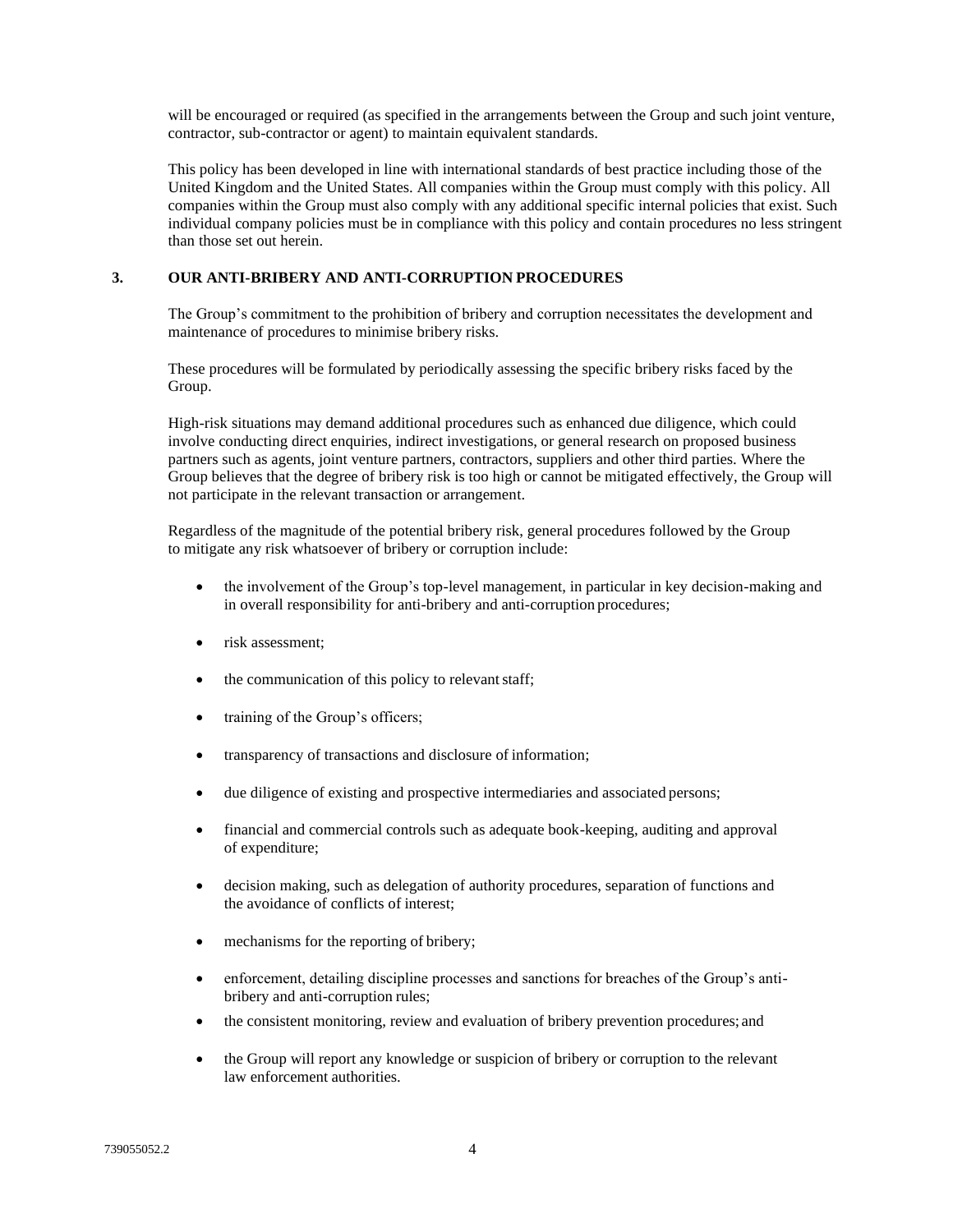will be encouraged or required (as specified in the arrangements between the Group and such joint venture, contractor, sub-contractor or agent) to maintain equivalent standards.

This policy has been developed in line with international standards of best practice including those of the United Kingdom and the United States. All companies within the Group must comply with this policy. All companies within the Group must also comply with any additional specific internal policies that exist. Such individual company policies must be in compliance with this policy and contain procedures no less stringent than those set out herein.

## 3. OUR ANTI-BRIBERY AND ANTI-CORRUPTION PROCEDURES

The Group's commitment to the prohibition of bribery and corruption necessitates the development and maintenance of procedures to minimise bribery risks.

These procedures will be formulated by periodically assessing the specific bribery risks faced by the Group.

High-risk situations may demand additional procedures such as enhanced due diligence, which could involve conducting direct enquiries, indirect investigations, or general research on proposed business partners such as agents, joint venture partners, contractors, suppliers and other third parties. Where the Group believes that the degree of bribery risk is too high or cannot be mitigated effectively, the Group will not participate in the relevant transaction or arrangement.

Regardless of the magnitude of the potential bribery risk, general procedures followed by the Group to mitigate any risk whatsoever of bribery or corruption include:

- the involvement of the Group's top-level management, in particular in key decision-making and in overall responsibility for anti-bribery and anti-corruption procedures;
- risk assessment;
- the communication of this policy to relevant staff;
- training of the Group's officers;
- transparency of transactions and disclosure of information;
- due diligence of existing and prospective intermediaries and associated persons;
- financial and commercial controls such as adequate book-keeping, auditing and approval of expenditure;
- decision making, such as delegation of authority procedures, separation of functions and the avoidance of conflicts of interest;
- mechanisms for the reporting of bribery;
- enforcement, detailing discipline processes and sanctions for breaches of the Group's anti-bribery and anti-corruption rules;
- the consistent monitoring, review and evaluation of bribery prevention procedures; and
- the Group will report any knowledge or suspicion of bribery or corruption to the relevant law enforcement authorities.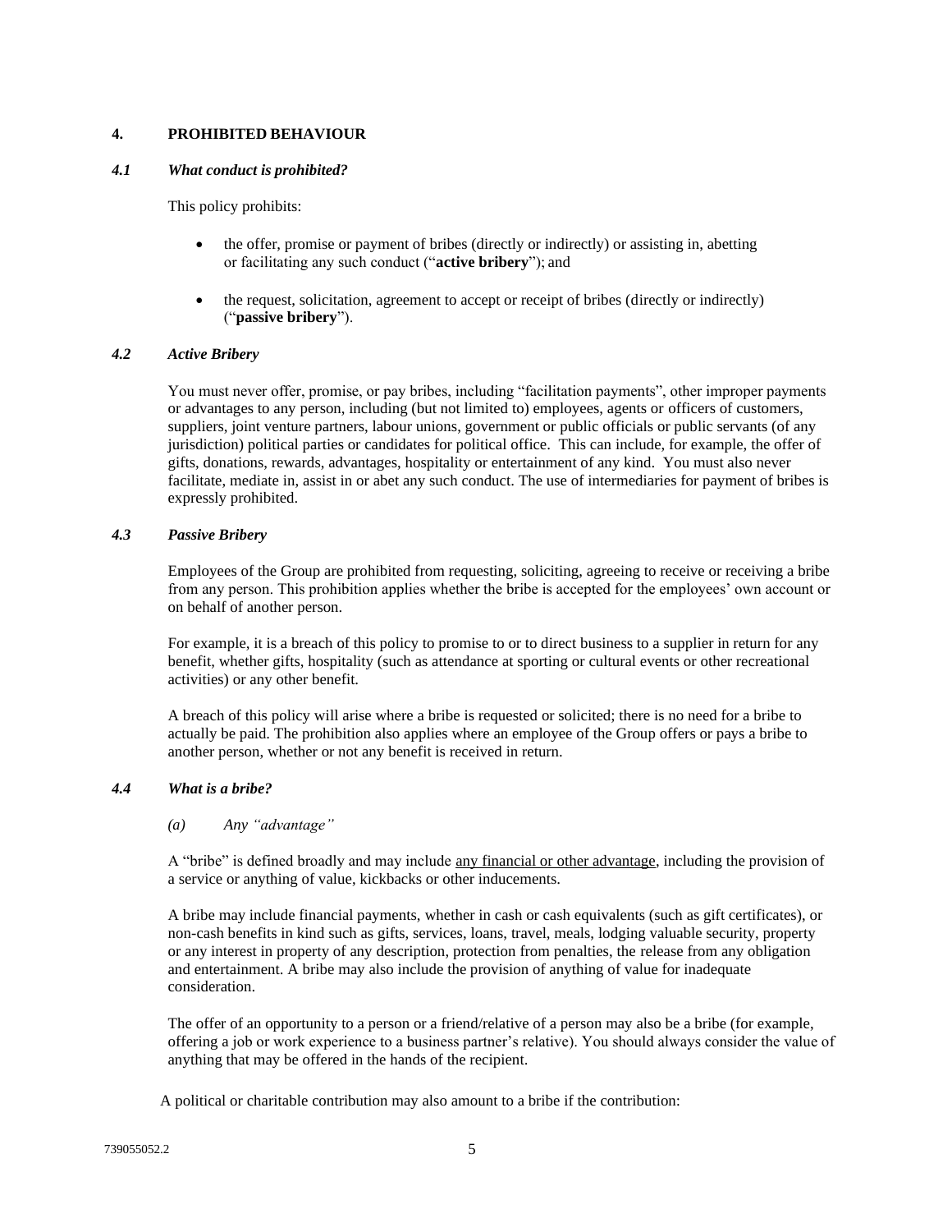## 4. PROHIBITED BEHAVIOUR

### *4.1 What conduct is prohibited?*

This policy prohibits:

- the offer, promise or payment of bribes (directly or indirectly) or assisting in, abetting or facilitating any such conduct ("**active bribery**"); and
- the request, solicitation, agreement to accept or receipt of bribes (directly or indirectly) ("**passive bribery**").

### *4.2 Active Bribery*

You must never offer, promise, or pay bribes, including "facilitation payments", other improper payments or advantages to any person, including (but not limited to) employees, agents or officers of customers, suppliers, joint venture partners, labour unions, government or public officials or public servants (of any jurisdiction) political parties or candidates for political office. This can include, for example, the offer of gifts, donations, rewards, advantages, hospitality or entertainment of any kind. You must also never facilitate, mediate in, assist in or abet any such conduct. The use of intermediaries for payment of bribes is expressly prohibited.

### *4.3 Passive Bribery*

Employees of the Group are prohibited from requesting, soliciting, agreeing to receive or receiving a bribe from any person. This prohibition applies whether the bribe is accepted for the employees' own account or on behalf of another person.

For example, it is a breach of this policy to promise to or to direct business to a supplier in return for any benefit, whether gifts, hospitality (such as attendance at sporting or cultural events or other recreational activities) or any other benefit.

A breach of this policy will arise where a bribe is requested or solicited; there is no need for a bribe to actually be paid. The prohibition also applies where an employee of the Group offers or pays a bribe to another person, whether or not any benefit is received in return.

### *4.4 What is a bribe?*

*(a) Any "advantage"*

A "bribe" is defined broadly and may include <u>any financial or other advantage</u>, including the provision of a service or anything of value, kickbacks or other inducements.

A bribe may include financial payments, whether in cash or cash equivalents (such as gift certificates), or non-cash benefits in kind such as gifts, services, loans, travel, meals, lodging valuable security, property or any interest in property of any description, protection from penalties, the release from any obligation and entertainment. A bribe may also include the provision of anything of value for inadequate consideration.

The offer of an opportunity to a person or a friend/relative of a person may also be a bribe (for example, offering a job or work experience to a business partner's relative). You should always consider the value of anything that may be offered in the hands of the recipient.

A political or charitable contribution may also amount to a bribe if the contribution: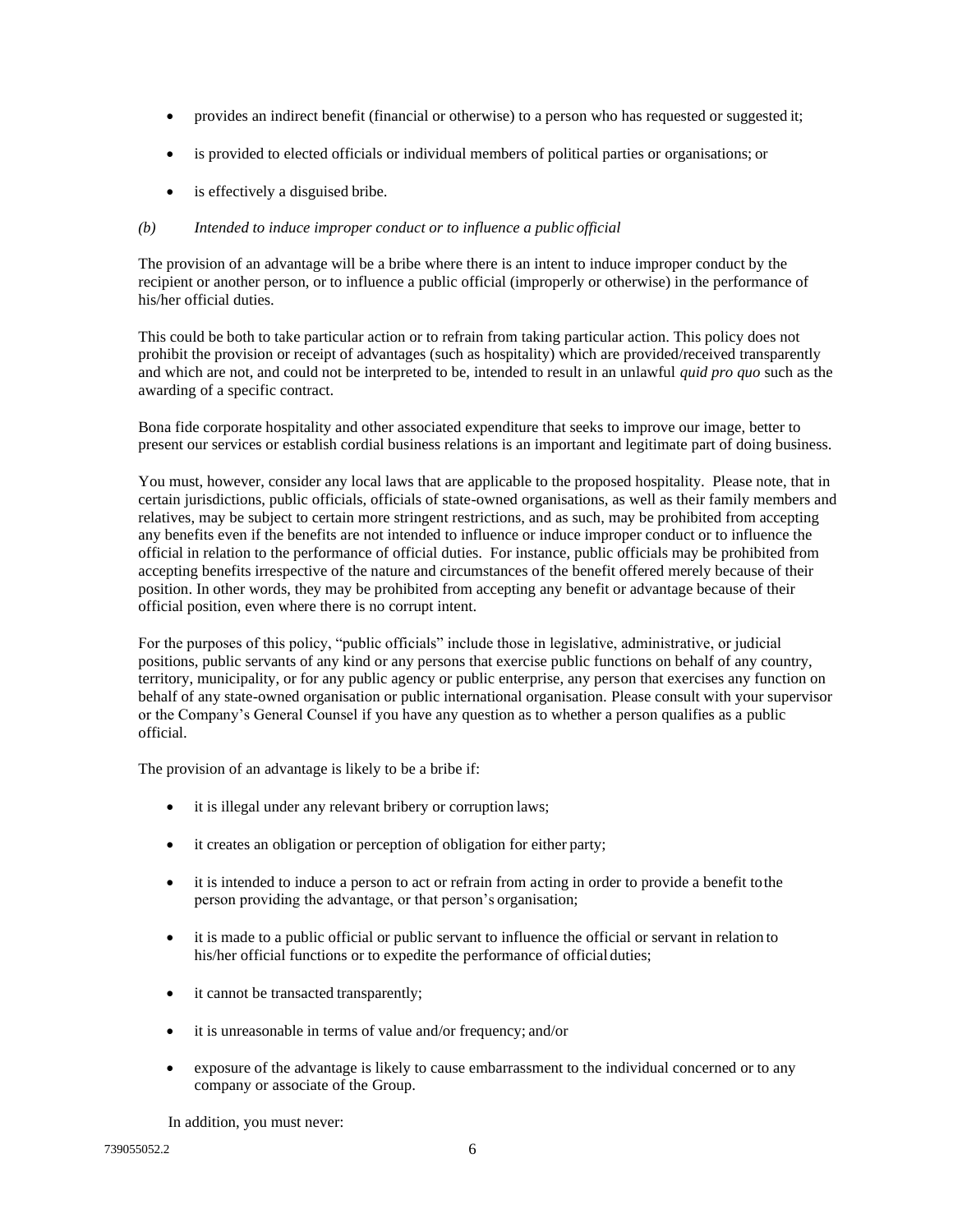- provides an indirect benefit (financial or otherwise) to a person who has requested or suggested it;
- is provided to elected officials or individual members of political parties or organisations; or
- is effectively a disguised bribe.

*(b) Intended to induce improper conduct or to influence a public official*

The provision of an advantage will be a bribe where there is an intent to induce improper conduct by the recipient or another person, or to influence a public official (improperly or otherwise) in the performance of his/her official duties.

This could be both to take particular action or to refrain from taking particular action. This policy does not prohibit the provision or receipt of advantages (such as hospitality) which are provided/received transparently and which are not, and could not be interpreted to be, intended to result in an unlawful *quid pro quo* such as the awarding of a specific contract.

Bona fide corporate hospitality and other associated expenditure that seeks to improve our image, better to present our services or establish cordial business relations is an important and legitimate part of doing business.

You must, however, consider any local laws that are applicable to the proposed hospitality. Please note, that in certain jurisdictions, public officials, officials of state-owned organisations, as well as their family members and relatives, may be subject to certain more stringent restrictions, and as such, may be prohibited from accepting any benefits even if the benefits are not intended to influence or induce improper conduct or to influence the official in relation to the performance of official duties. For instance, public officials may be prohibited from accepting benefits irrespective of the nature and circumstances of the benefit offered merely because of their position. In other words, they may be prohibited from accepting any benefit or advantage because of their official position, even where there is no corrupt intent.

For the purposes of this policy, "public officials" include those in legislative, administrative, or judicial positions, public servants of any kind or any persons that exercise public functions on behalf of any country, territory, municipality, or for any public agency or public enterprise, any person that exercises any function on behalf of any state-owned organisation or public international organisation. Please consult with your supervisor or the Company's General Counsel if you have any question as to whether a person qualifies as a public official.

The provision of an advantage is likely to be a bribe if:

- it is illegal under any relevant bribery or corruption laws;
- it creates an obligation or perception of obligation for either party;
- it is intended to induce a person to act or refrain from acting in order to provide a benefit to the person providing the advantage, or that person's organisation;
- it is made to a public official or public servant to influence the official or servant in relation to his/her official functions or to expedite the performance of official duties;
- it cannot be transacted transparently;
- it is unreasonable in terms of value and/or frequency; and/or
- exposure of the advantage is likely to cause embarrassment to the individual concerned or to any company or associate of the Group.

In addition, you must never: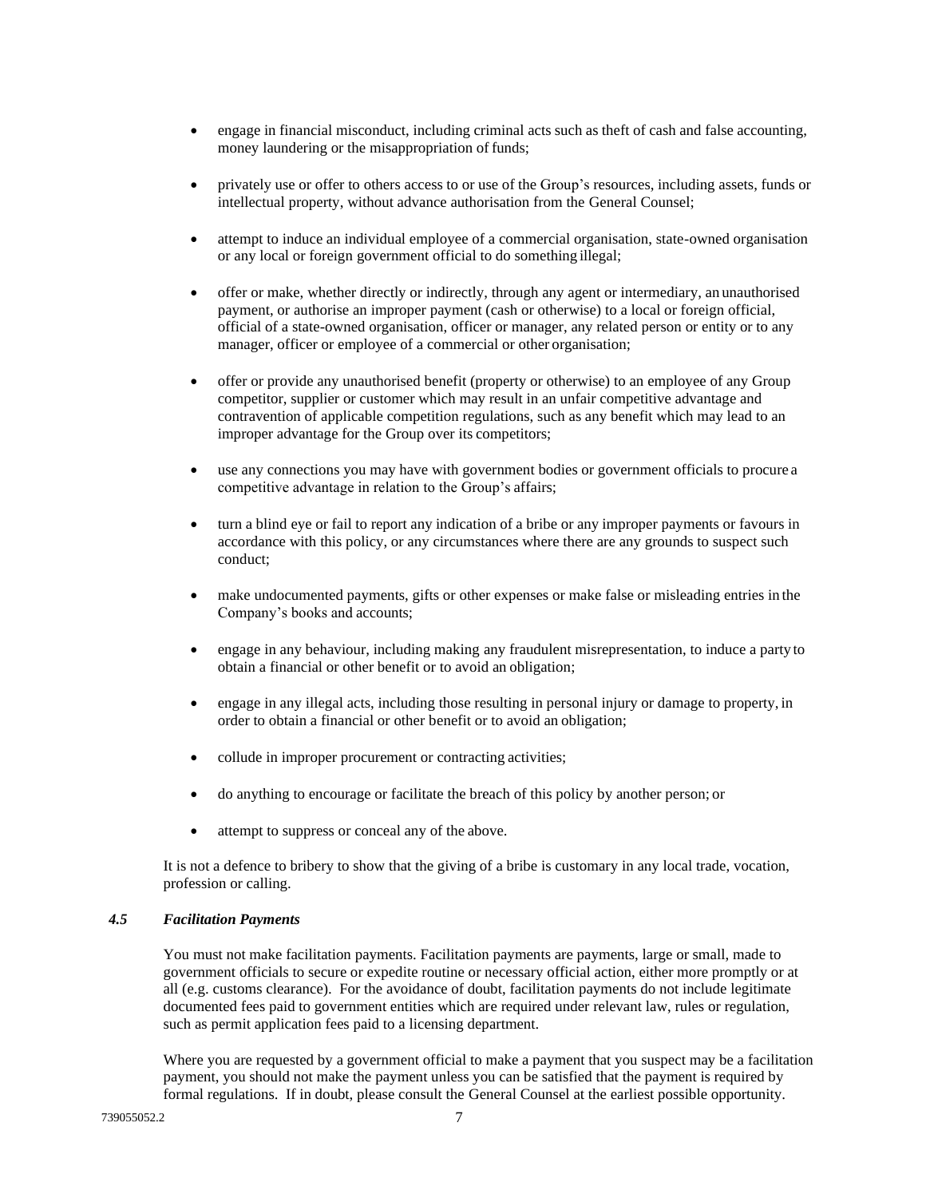- engage in financial misconduct, including criminal acts such as theft of cash and false accounting, money laundering or the misappropriation of funds;
- privately use or offer to others access to or use of the Group's resources, including assets, funds or intellectual property, without advance authorisation from the General Counsel;
- attempt to induce an individual employee of a commercial organisation, state-owned organisation or any local or foreign government official to do something illegal;
- offer or make, whether directly or indirectly, through any agent or intermediary, an unauthorised payment, or authorise an improper payment (cash or otherwise) to a local or foreign official, official of a state-owned organisation, officer or manager, any related person or entity or to any manager, officer or employee of a commercial or other organisation;
- offer or provide any unauthorised benefit (property or otherwise) to an employee of any Group competitor, supplier or customer which may result in an unfair competitive advantage and contravention of applicable competition regulations, such as any benefit which may lead to an improper advantage for the Group over its competitors;
- use any connections you may have with government bodies or government officials to procure a competitive advantage in relation to the Group's affairs;
- turn a blind eye or fail to report any indication of a bribe or any improper payments or favours in accordance with this policy, or any circumstances where there are any grounds to suspect such conduct;
- make undocumented payments, gifts or other expenses or make false or misleading entries in the Company's books and accounts;
- engage in any behaviour, including making any fraudulent misrepresentation, to induce a party to obtain a financial or other benefit or to avoid an obligation;
- engage in any illegal acts, including those resulting in personal injury or damage to property, in order to obtain a financial or other benefit or to avoid an obligation;
- collude in improper procurement or contracting activities;
- do anything to encourage or facilitate the breach of this policy by another person; or
- attempt to suppress or conceal any of the above.

It is not a defence to bribery to show that the giving of a bribe is customary in any local trade, vocation, profession or calling.

### *4.5 Facilitation Payments*

You must not make facilitation payments. Facilitation payments are payments, large or small, made to government officials to secure or expedite routine or necessary official action, either more promptly or at all (e.g. customs clearance). For the avoidance of doubt, facilitation payments do not include legitimate documented fees paid to government entities which are required under relevant law, rules or regulation, such as permit application fees paid to a licensing department.

Where you are requested by a government official to make a payment that you suspect may be a facilitation payment, you should not make the payment unless you can be satisfied that the payment is required by formal regulations. If in doubt, please consult the General Counsel at the earliest possible opportunity.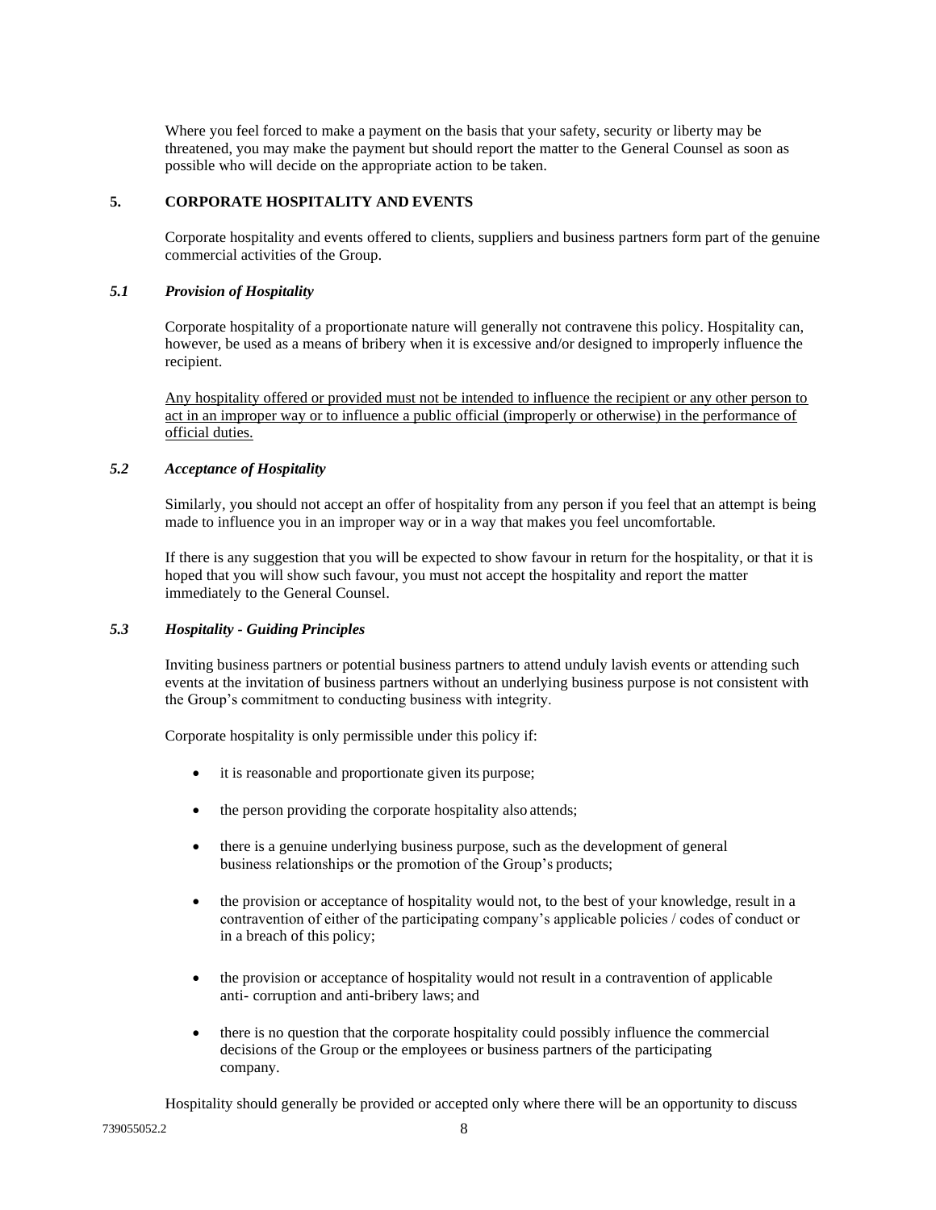Where you feel forced to make a payment on the basis that your safety, security or liberty may be threatened, you may make the payment but should report the matter to the General Counsel as soon as possible who will decide on the appropriate action to be taken.

## 5. CORPORATE HOSPITALITY AND EVENTS

Corporate hospitality and events offered to clients, suppliers and business partners form part of the genuine commercial activities of the Group.

### *5.1 Provision of Hospitality*

Corporate hospitality of a proportionate nature will generally not contravene this policy. Hospitality can, however, be used as a means of bribery when it is excessive and/or designed to improperly influence the recipient.

<u>Any hospitality offered or provided must not be intended to influence the recipient or any other person to act in an improper way or to influence a public official (improperly or otherwise) in the performance of official duties.</u>

### *5.2 Acceptance of Hospitality*

Similarly, you should not accept an offer of hospitality from any person if you feel that an attempt is being made to influence you in an improper way or in a way that makes you feel uncomfortable.

If there is any suggestion that you will be expected to show favour in return for the hospitality, or that it is hoped that you will show such favour, you must not accept the hospitality and report the matter immediately to the General Counsel.

### *5.3 Hospitality - Guiding Principles*

Inviting business partners or potential business partners to attend unduly lavish events or attending such events at the invitation of business partners without an underlying business purpose is not consistent with the Group's commitment to conducting business with integrity.

Corporate hospitality is only permissible under this policy if:

- it is reasonable and proportionate given its purpose;
- the person providing the corporate hospitality also attends;
- there is a genuine underlying business purpose, such as the development of general business relationships or the promotion of the Group's products;
- the provision or acceptance of hospitality would not, to the best of your knowledge, result in a contravention of either of the participating company's applicable policies / codes of conduct or in a breach of this policy;
- the provision or acceptance of hospitality would not result in a contravention of applicable anti- corruption and anti-bribery laws; and
- there is no question that the corporate hospitality could possibly influence the commercial decisions of the Group or the employees or business partners of the participating company.

Hospitality should generally be provided or accepted only where there will be an opportunity to discuss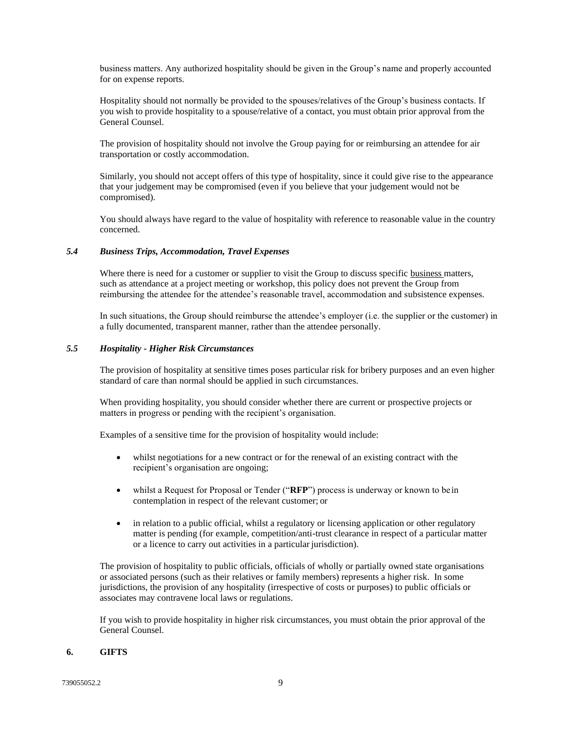business matters. Any authorized hospitality should be given in the Group's name and properly accounted for on expense reports.

Hospitality should not normally be provided to the spouses/relatives of the Group's business contacts. If you wish to provide hospitality to a spouse/relative of a contact, you must obtain prior approval from the General Counsel.

The provision of hospitality should not involve the Group paying for or reimbursing an attendee for air transportation or costly accommodation.

Similarly, you should not accept offers of this type of hospitality, since it could give rise to the appearance that your judgement may be compromised (even if you believe that your judgement would not be compromised).

You should always have regard to the value of hospitality with reference to reasonable value in the country concerned.

### *5.4 Business Trips, Accommodation, Travel Expenses*

Where there is need for a customer or supplier to visit the Group to discuss specific business matters, such as attendance at a project meeting or workshop, this policy does not prevent the Group from reimbursing the attendee for the attendee's reasonable travel, accommodation and subsistence expenses.

In such situations, the Group should reimburse the attendee's employer (i.e. the supplier or the customer) in a fully documented, transparent manner, rather than the attendee personally.

### *5.5 Hospitality - Higher Risk Circumstances*

The provision of hospitality at sensitive times poses particular risk for bribery purposes and an even higher standard of care than normal should be applied in such circumstances.

When providing hospitality, you should consider whether there are current or prospective projects or matters in progress or pending with the recipient's organisation.

Examples of a sensitive time for the provision of hospitality would include:

- whilst negotiations for a new contract or for the renewal of an existing contract with the recipient's organisation are ongoing;
- whilst a Request for Proposal or Tender ("**RFP**") process is underway or known to be in contemplation in respect of the relevant customer; or
- in relation to a public official, whilst a regulatory or licensing application or other regulatory matter is pending (for example, competition/anti-trust clearance in respect of a particular matter or a licence to carry out activities in a particular jurisdiction).

The provision of hospitality to public officials, officials of wholly or partially owned state organisations or associated persons (such as their relatives or family members) represents a higher risk. In some jurisdictions, the provision of any hospitality (irrespective of costs or purposes) to public officials or associates may contravene local laws or regulations.

If you wish to provide hospitality in higher risk circumstances, you must obtain the prior approval of the General Counsel.

## 6. GIFTS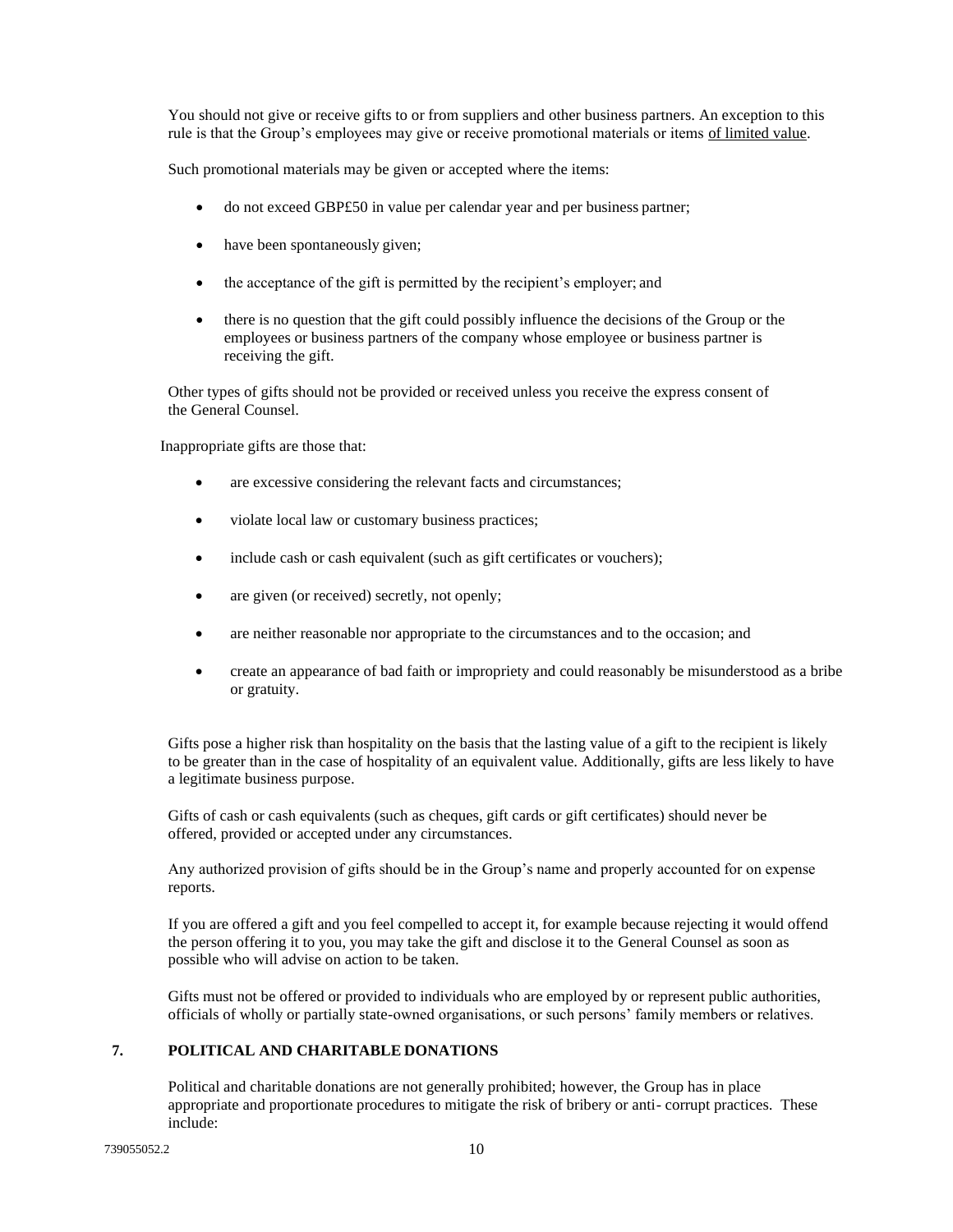You should not give or receive gifts to or from suppliers and other business partners. An exception to this rule is that the Group's employees may give or receive promotional materials or items <u>of limited value</u>.

Such promotional materials may be given or accepted where the items:

- do not exceed GBP£50 in value per calendar year and per business partner;
- have been spontaneously given;
- the acceptance of the gift is permitted by the recipient's employer; and
- there is no question that the gift could possibly influence the decisions of the Group or the employees or business partners of the company whose employee or business partner is receiving the gift.

Other types of gifts should not be provided or received unless you receive the express consent of the General Counsel.

Inappropriate gifts are those that:

- are excessive considering the relevant facts and circumstances;
- violate local law or customary business practices;
- include cash or cash equivalent (such as gift certificates or vouchers);
- are given (or received) secretly, not openly;
- are neither reasonable nor appropriate to the circumstances and to the occasion; and
- create an appearance of bad faith or impropriety and could reasonably be misunderstood as a bribe or gratuity.

Gifts pose a higher risk than hospitality on the basis that the lasting value of a gift to the recipient is likely to be greater than in the case of hospitality of an equivalent value. Additionally, gifts are less likely to have a legitimate business purpose.

Gifts of cash or cash equivalents (such as cheques, gift cards or gift certificates) should never be offered, provided or accepted under any circumstances.

Any authorized provision of gifts should be in the Group's name and properly accounted for on expense reports.

If you are offered a gift and you feel compelled to accept it, for example because rejecting it would offend the person offering it to you, you may take the gift and disclose it to the General Counsel as soon as possible who will advise on action to be taken.

Gifts must not be offered or provided to individuals who are employed by or represent public authorities, officials of wholly or partially state-owned organisations, or such persons' family members or relatives.

## 7. POLITICAL AND CHARITABLE DONATIONS

Political and charitable donations are not generally prohibited; however, the Group has in place appropriate and proportionate procedures to mitigate the risk of bribery or anti- corrupt practices. These include: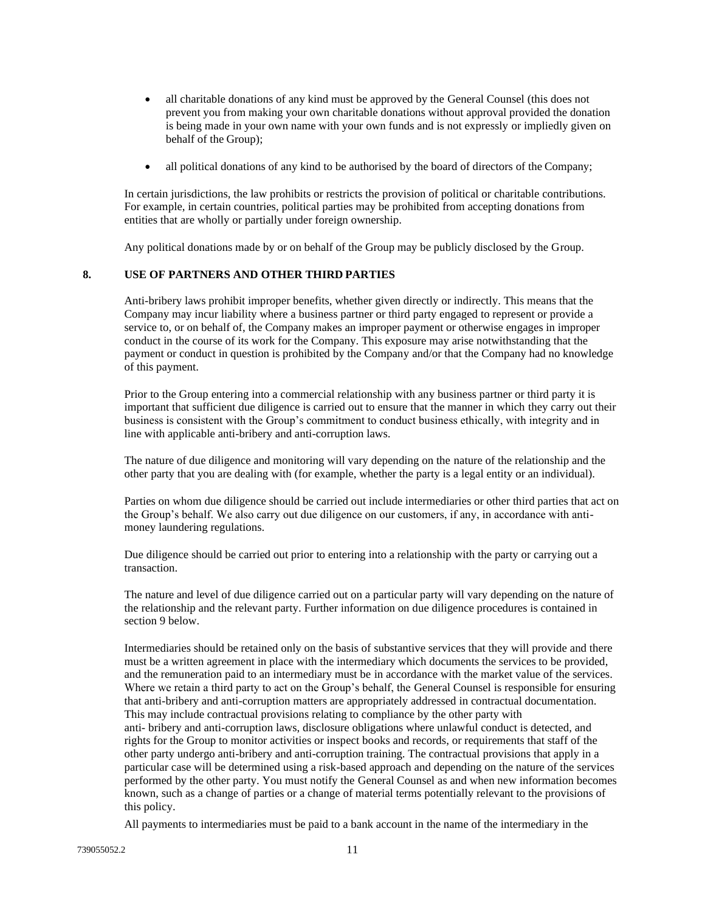- all charitable donations of any kind must be approved by the General Counsel (this does not prevent you from making your own charitable donations without approval provided the donation is being made in your own name with your own funds and is not expressly or impliedly given on behalf of the Group);

- all political donations of any kind to be authorised by the board of directors of the Company;

In certain jurisdictions, the law prohibits or restricts the provision of political or charitable contributions. For example, in certain countries, political parties may be prohibited from accepting donations from entities that are wholly or partially under foreign ownership.

Any political donations made by or on behalf of the Group may be publicly disclosed by the Group.

## 8. USE OF PARTNERS AND OTHER THIRD PARTIES

Anti-bribery laws prohibit improper benefits, whether given directly or indirectly. This means that the Company may incur liability where a business partner or third party engaged to represent or provide a service to, or on behalf of, the Company makes an improper payment or otherwise engages in improper conduct in the course of its work for the Company. This exposure may arise notwithstanding that the payment or conduct in question is prohibited by the Company and/or that the Company had no knowledge of this payment.

Prior to the Group entering into a commercial relationship with any business partner or third party it is important that sufficient due diligence is carried out to ensure that the manner in which they carry out their business is consistent with the Group's commitment to conduct business ethically, with integrity and in line with applicable anti-bribery and anti-corruption laws.

The nature of due diligence and monitoring will vary depending on the nature of the relationship and the other party that you are dealing with (for example, whether the party is a legal entity or an individual).

Parties on whom due diligence should be carried out include intermediaries or other third parties that act on the Group's behalf. We also carry out due diligence on our customers, if any, in accordance with anti-money laundering regulations.

Due diligence should be carried out prior to entering into a relationship with the party or carrying out a transaction.

The nature and level of due diligence carried out on a particular party will vary depending on the nature of the relationship and the relevant party. Further information on due diligence procedures is contained in section 9 below.

Intermediaries should be retained only on the basis of substantive services that they will provide and there must be a written agreement in place with the intermediary which documents the services to be provided, and the remuneration paid to an intermediary must be in accordance with the market value of the services. Where we retain a third party to act on the Group's behalf, the General Counsel is responsible for ensuring that anti-bribery and anti-corruption matters are appropriately addressed in contractual documentation. This may include contractual provisions relating to compliance by the other party with anti- bribery and anti-corruption laws, disclosure obligations where unlawful conduct is detected, and rights for the Group to monitor activities or inspect books and records, or requirements that staff of the other party undergo anti-bribery and anti-corruption training. The contractual provisions that apply in a particular case will be determined using a risk-based approach and depending on the nature of the services performed by the other party. You must notify the General Counsel as and when new information becomes known, such as a change of parties or a change of material terms potentially relevant to the provisions of this policy.

All payments to intermediaries must be paid to a bank account in the name of the intermediary in the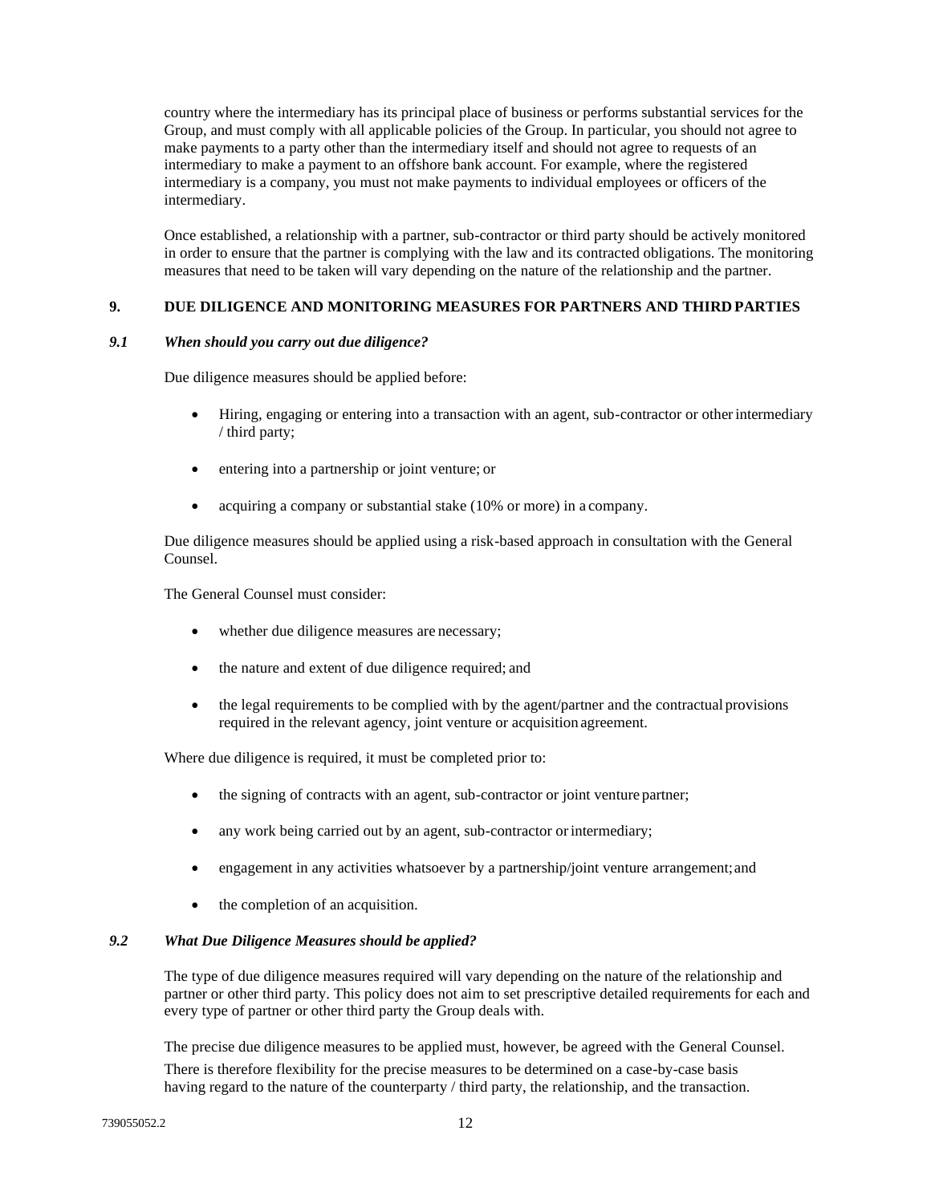country where the intermediary has its principal place of business or performs substantial services for the Group, and must comply with all applicable policies of the Group. In particular, you should not agree to make payments to a party other than the intermediary itself and should not agree to requests of an intermediary to make a payment to an offshore bank account. For example, where the registered intermediary is a company, you must not make payments to individual employees or officers of the intermediary.

Once established, a relationship with a partner, sub-contractor or third party should be actively monitored in order to ensure that the partner is complying with the law and its contracted obligations. The monitoring measures that need to be taken will vary depending on the nature of the relationship and the partner.

## 9. DUE DILIGENCE AND MONITORING MEASURES FOR PARTNERS AND THIRD PARTIES

### *9.1 When should you carry out due diligence?*

Due diligence measures should be applied before:

- Hiring, engaging or entering into a transaction with an agent, sub-contractor or other intermediary / third party;
- entering into a partnership or joint venture; or
- acquiring a company or substantial stake (10% or more) in a company.

Due diligence measures should be applied using a risk-based approach in consultation with the General Counsel.

The General Counsel must consider:

- whether due diligence measures are necessary;
- the nature and extent of due diligence required; and
- the legal requirements to be complied with by the agent/partner and the contractual provisions required in the relevant agency, joint venture or acquisition agreement.

Where due diligence is required, it must be completed prior to:

- the signing of contracts with an agent, sub-contractor or joint venture partner;
- any work being carried out by an agent, sub-contractor or intermediary;
- engagement in any activities whatsoever by a partnership/joint venture arrangement; and
- the completion of an acquisition.

### *9.2 What Due Diligence Measures should be applied?*

The type of due diligence measures required will vary depending on the nature of the relationship and partner or other third party. This policy does not aim to set prescriptive detailed requirements for each and every type of partner or other third party the Group deals with.

The precise due diligence measures to be applied must, however, be agreed with the General Counsel. There is therefore flexibility for the precise measures to be determined on a case-by-case basis having regard to the nature of the counterparty / third party, the relationship, and the transaction.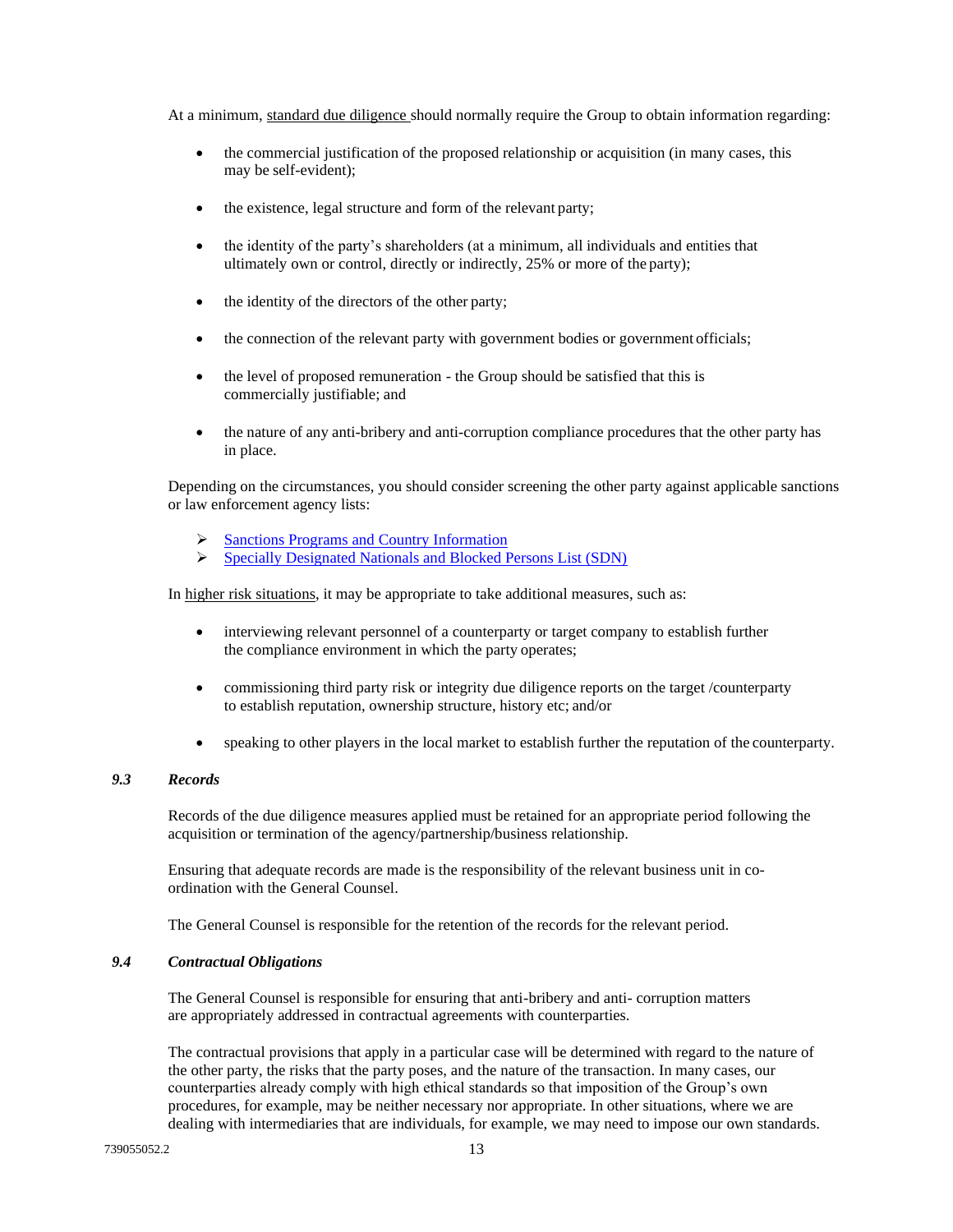At a minimum, <u>standard due diligence</u> should normally require the Group to obtain information regarding:

- the commercial justification of the proposed relationship or acquisition (in many cases, this may be self-evident);
- the existence, legal structure and form of the relevant party;
- the identity of the party's shareholders (at a minimum, all individuals and entities that ultimately own or control, directly or indirectly, 25% or more of the party);
- the identity of the directors of the other party;
- the connection of the relevant party with government bodies or government officials;
- the level of proposed remuneration - the Group should be satisfied that this is commercially justifiable; and
- the nature of any anti-bribery and anti-corruption compliance procedures that the other party has in place.

Depending on the circumstances, you should consider screening the other party against applicable sanctions or law enforcement agency lists:

- Sanctions Programs and Country Information
- Specially Designated Nationals and Blocked Persons List (SDN)

In <u>higher risk situations</u>, it may be appropriate to take additional measures, such as:

- interviewing relevant personnel of a counterparty or target company to establish further the compliance environment in which the party operates;
- commissioning third party risk or integrity due diligence reports on the target /counterparty to establish reputation, ownership structure, history etc; and/or
- speaking to other players in the local market to establish further the reputation of the counterparty.

### *9.3 Records*

Records of the due diligence measures applied must be retained for an appropriate period following the acquisition or termination of the agency/partnership/business relationship.

Ensuring that adequate records are made is the responsibility of the relevant business unit in co-ordination with the General Counsel.

The General Counsel is responsible for the retention of the records for the relevant period.

### *9.4 Contractual Obligations*

The General Counsel is responsible for ensuring that anti-bribery and anti- corruption matters are appropriately addressed in contractual agreements with counterparties.

The contractual provisions that apply in a particular case will be determined with regard to the nature of the other party, the risks that the party poses, and the nature of the transaction. In many cases, our counterparties already comply with high ethical standards so that imposition of the Group's own procedures, for example, may be neither necessary nor appropriate. In other situations, where we are dealing with intermediaries that are individuals, for example, we may need to impose our own standards.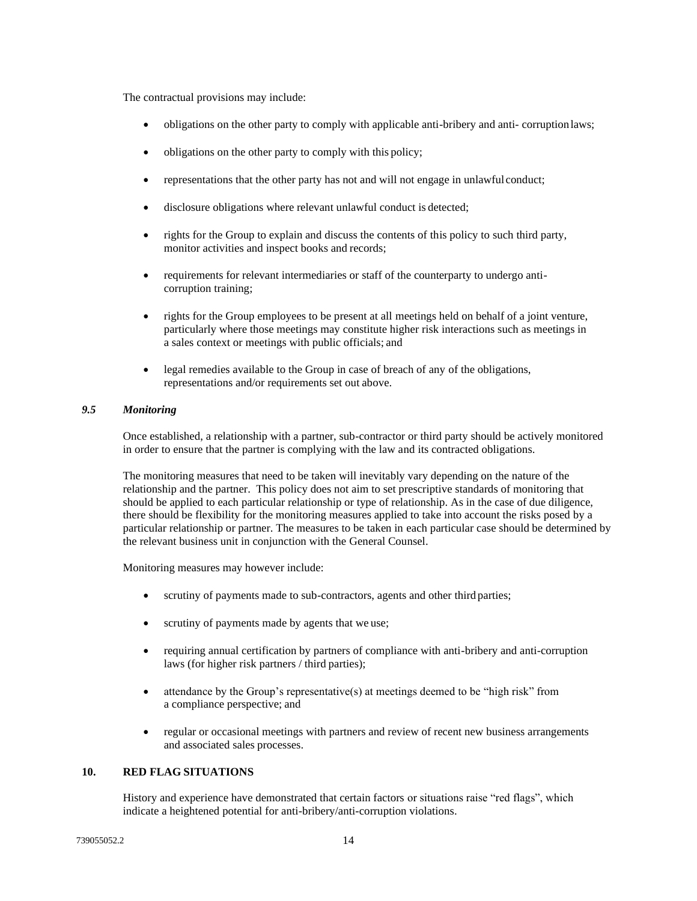The contractual provisions may include:

- obligations on the other party to comply with applicable anti-bribery and anti- corruption laws;
- obligations on the other party to comply with this policy;
- representations that the other party has not and will not engage in unlawful conduct;
- disclosure obligations where relevant unlawful conduct is detected;
- rights for the Group to explain and discuss the contents of this policy to such third party, monitor activities and inspect books and records;
- requirements for relevant intermediaries or staff of the counterparty to undergo anti-corruption training;
- rights for the Group employees to be present at all meetings held on behalf of a joint venture, particularly where those meetings may constitute higher risk interactions such as meetings in a sales context or meetings with public officials; and
- legal remedies available to the Group in case of breach of any of the obligations, representations and/or requirements set out above.

### *9.5 Monitoring*

Once established, a relationship with a partner, sub-contractor or third party should be actively monitored in order to ensure that the partner is complying with the law and its contracted obligations.

The monitoring measures that need to be taken will inevitably vary depending on the nature of the relationship and the partner. This policy does not aim to set prescriptive standards of monitoring that should be applied to each particular relationship or type of relationship. As in the case of due diligence, there should be flexibility for the monitoring measures applied to take into account the risks posed by a particular relationship or partner. The measures to be taken in each particular case should be determined by the relevant business unit in conjunction with the General Counsel.

Monitoring measures may however include:

- scrutiny of payments made to sub-contractors, agents and other third parties;
- scrutiny of payments made by agents that we use;
- requiring annual certification by partners of compliance with anti-bribery and anti-corruption laws (for higher risk partners / third parties);
- attendance by the Group's representative(s) at meetings deemed to be "high risk" from a compliance perspective; and
- regular or occasional meetings with partners and review of recent new business arrangements and associated sales processes.

## 10. RED FLAG SITUATIONS

History and experience have demonstrated that certain factors or situations raise "red flags", which indicate a heightened potential for anti-bribery/anti-corruption violations.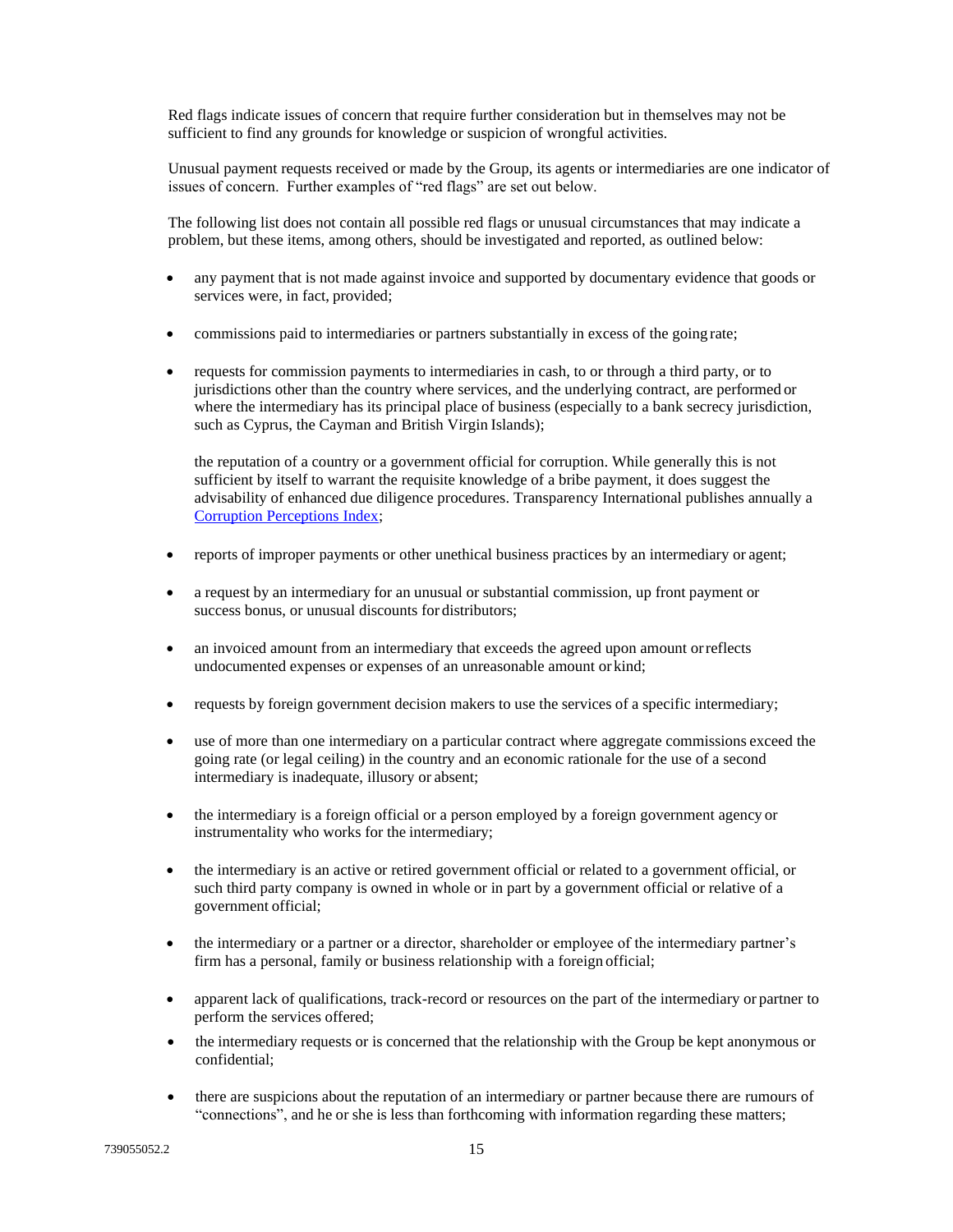Red flags indicate issues of concern that require further consideration but in themselves may not be sufficient to find any grounds for knowledge or suspicion of wrongful activities.

Unusual payment requests received or made by the Group, its agents or intermediaries are one indicator of issues of concern. Further examples of "red flags" are set out below.

The following list does not contain all possible red flags or unusual circumstances that may indicate a problem, but these items, among others, should be investigated and reported, as outlined below:

- any payment that is not made against invoice and supported by documentary evidence that goods or services were, in fact, provided;
- commissions paid to intermediaries or partners substantially in excess of the going rate;
- requests for commission payments to intermediaries in cash, to or through a third party, or to jurisdictions other than the country where services, and the underlying contract, are performed or where the intermediary has its principal place of business (especially to a bank secrecy jurisdiction, such as Cyprus, the Cayman and British Virgin Islands);

  the reputation of a country or a government official for corruption. While generally this is not sufficient by itself to warrant the requisite knowledge of a bribe payment, it does suggest the advisability of enhanced due diligence procedures. Transparency International publishes annually a Corruption Perceptions Index;
- reports of improper payments or other unethical business practices by an intermediary or agent;
- a request by an intermediary for an unusual or substantial commission, up front payment or success bonus, or unusual discounts for distributors;
- an invoiced amount from an intermediary that exceeds the agreed upon amount or reflects undocumented expenses or expenses of an unreasonable amount or kind;
- requests by foreign government decision makers to use the services of a specific intermediary;
- use of more than one intermediary on a particular contract where aggregate commissions exceed the going rate (or legal ceiling) in the country and an economic rationale for the use of a second intermediary is inadequate, illusory or absent;
- the intermediary is a foreign official or a person employed by a foreign government agency or instrumentality who works for the intermediary;
- the intermediary is an active or retired government official or related to a government official, or such third party company is owned in whole or in part by a government official or relative of a government official;
- the intermediary or a partner or a director, shareholder or employee of the intermediary partner's firm has a personal, family or business relationship with a foreign official;
- apparent lack of qualifications, track-record or resources on the part of the intermediary or partner to perform the services offered;
- the intermediary requests or is concerned that the relationship with the Group be kept anonymous or confidential;
- there are suspicions about the reputation of an intermediary or partner because there are rumours of "connections", and he or she is less than forthcoming with information regarding these matters;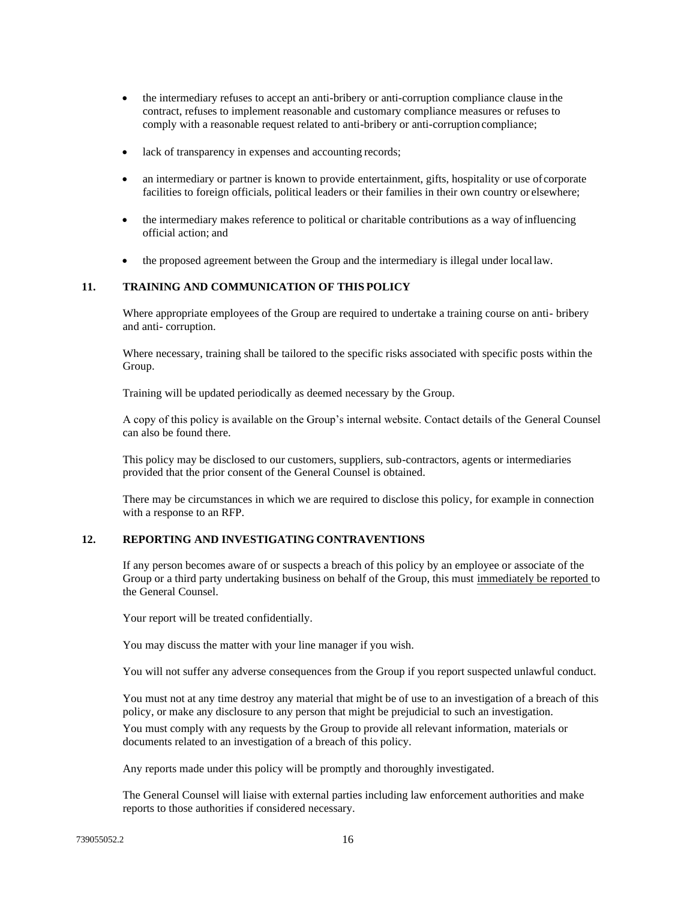- the intermediary refuses to accept an anti-bribery or anti-corruption compliance clause in the contract, refuses to implement reasonable and customary compliance measures or refuses to comply with a reasonable request related to anti-bribery or anti-corruption compliance;
- lack of transparency in expenses and accounting records;
- an intermediary or partner is known to provide entertainment, gifts, hospitality or use of corporate facilities to foreign officials, political leaders or their families in their own country or elsewhere;
- the intermediary makes reference to political or charitable contributions as a way of influencing official action; and
- the proposed agreement between the Group and the intermediary is illegal under local law.

## 11. TRAINING AND COMMUNICATION OF THIS POLICY

Where appropriate employees of the Group are required to undertake a training course on anti- bribery and anti- corruption.

Where necessary, training shall be tailored to the specific risks associated with specific posts within the Group.

Training will be updated periodically as deemed necessary by the Group.

A copy of this policy is available on the Group's internal website. Contact details of the General Counsel can also be found there.

This policy may be disclosed to our customers, suppliers, sub-contractors, agents or intermediaries provided that the prior consent of the General Counsel is obtained.

There may be circumstances in which we are required to disclose this policy, for example in connection with a response to an RFP.

## 12. REPORTING AND INVESTIGATING CONTRAVENTIONS

If any person becomes aware of or suspects a breach of this policy by an employee or associate of the Group or a third party undertaking business on behalf of the Group, this must immediately be reported to the General Counsel.

Your report will be treated confidentially.

You may discuss the matter with your line manager if you wish.

You will not suffer any adverse consequences from the Group if you report suspected unlawful conduct.

You must not at any time destroy any material that might be of use to an investigation of a breach of this policy, or make any disclosure to any person that might be prejudicial to such an investigation.

You must comply with any requests by the Group to provide all relevant information, materials or documents related to an investigation of a breach of this policy.

Any reports made under this policy will be promptly and thoroughly investigated.

The General Counsel will liaise with external parties including law enforcement authorities and make reports to those authorities if considered necessary.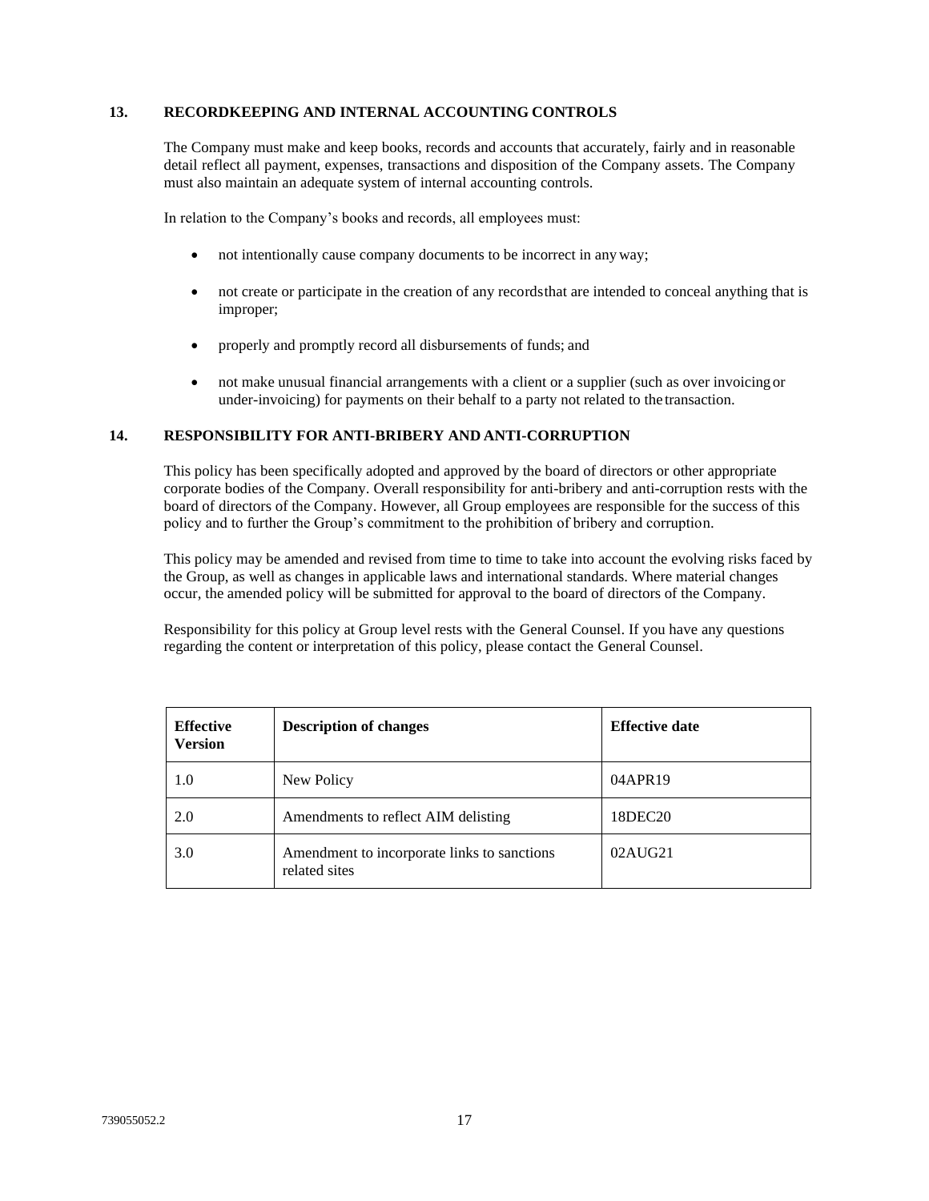## 13. RECORDKEEPING AND INTERNAL ACCOUNTING CONTROLS

The Company must make and keep books, records and accounts that accurately, fairly and in reasonable detail reflect all payment, expenses, transactions and disposition of the Company assets. The Company must also maintain an adequate system of internal accounting controls.

In relation to the Company's books and records, all employees must:

- not intentionally cause company documents to be incorrect in any way;
- not create or participate in the creation of any records that are intended to conceal anything that is improper;
- properly and promptly record all disbursements of funds; and
- not make unusual financial arrangements with a client or a supplier (such as over invoicing or under-invoicing) for payments on their behalf to a party not related to the transaction.

## 14. RESPONSIBILITY FOR ANTI-BRIBERY AND ANTI-CORRUPTION

This policy has been specifically adopted and approved by the board of directors or other appropriate corporate bodies of the Company. Overall responsibility for anti-bribery and anti-corruption rests with the board of directors of the Company. However, all Group employees are responsible for the success of this policy and to further the Group's commitment to the prohibition of bribery and corruption.

This policy may be amended and revised from time to time to take into account the evolving risks faced by the Group, as well as changes in applicable laws and international standards. Where material changes occur, the amended policy will be submitted for approval to the board of directors of the Company.

Responsibility for this policy at Group level rests with the General Counsel. If you have any questions regarding the content or interpretation of this policy, please contact the General Counsel.

| Effective Version | Description of changes | Effective date |
|---|---|---|
| 1.0 | New Policy | 04APR19 |
| 2.0 | Amendments to reflect AIM delisting | 18DEC20 |
| 3.0 | Amendment to incorporate links to sanctions related sites | 02AUG21 |